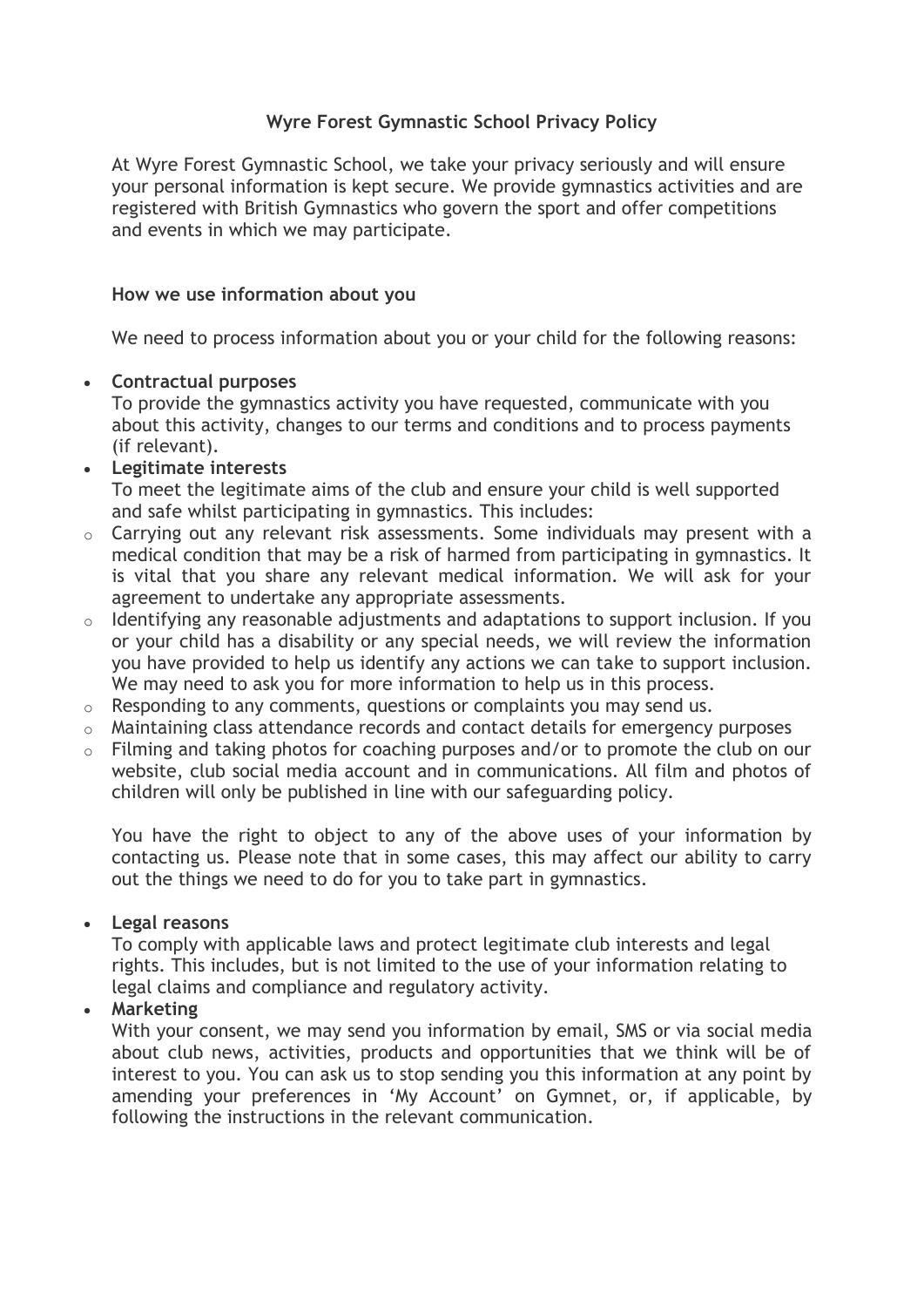# Wyre Forest Gymnastic School Privacy Policy

At Wyre Forest Gymnastic School, we take your privacy seriously and will ensure your personal information is kept secure. We provide gymnastics activities and are registered with British Gymnastics who govern the sport and offer competitions and events in which we may participate.

## How we use information about you

We need to process information about you or your child for the following reasons:

- **Contractual purposes**
  To provide the gymnastics activity you have requested, communicate with you about this activity, changes to our terms and conditions and to process payments (if relevant).
- **Legitimate interests**
  To meet the legitimate aims of the club and ensure your child is well supported and safe whilst participating in gymnastics. This includes:
  - Carrying out any relevant risk assessments. Some individuals may present with a medical condition that may be a risk of harmed from participating in gymnastics. It is vital that you share any relevant medical information. We will ask for your agreement to undertake any appropriate assessments.
  - Identifying any reasonable adjustments and adaptations to support inclusion. If you or your child has a disability or any special needs, we will review the information you have provided to help us identify any actions we can take to support inclusion. We may need to ask you for more information to help us in this process.
  - Responding to any comments, questions or complaints you may send us.
  - Maintaining class attendance records and contact details for emergency purposes
  - Filming and taking photos for coaching purposes and/or to promote the club on our website, club social media account and in communications. All film and photos of children will only be published in line with our safeguarding policy.

  You have the right to object to any of the above uses of your information by contacting us. Please note that in some cases, this may affect our ability to carry out the things we need to do for you to take part in gymnastics.

- **Legal reasons**
  To comply with applicable laws and protect legitimate club interests and legal rights. This includes, but is not limited to the use of your information relating to legal claims and compliance and regulatory activity.
- **Marketing**
  With your consent, we may send you information by email, SMS or via social media about club news, activities, products and opportunities that we think will be of interest to you. You can ask us to stop sending you this information at any point by amending your preferences in 'My Account' on Gymnet, or, if applicable, by following the instructions in the relevant communication.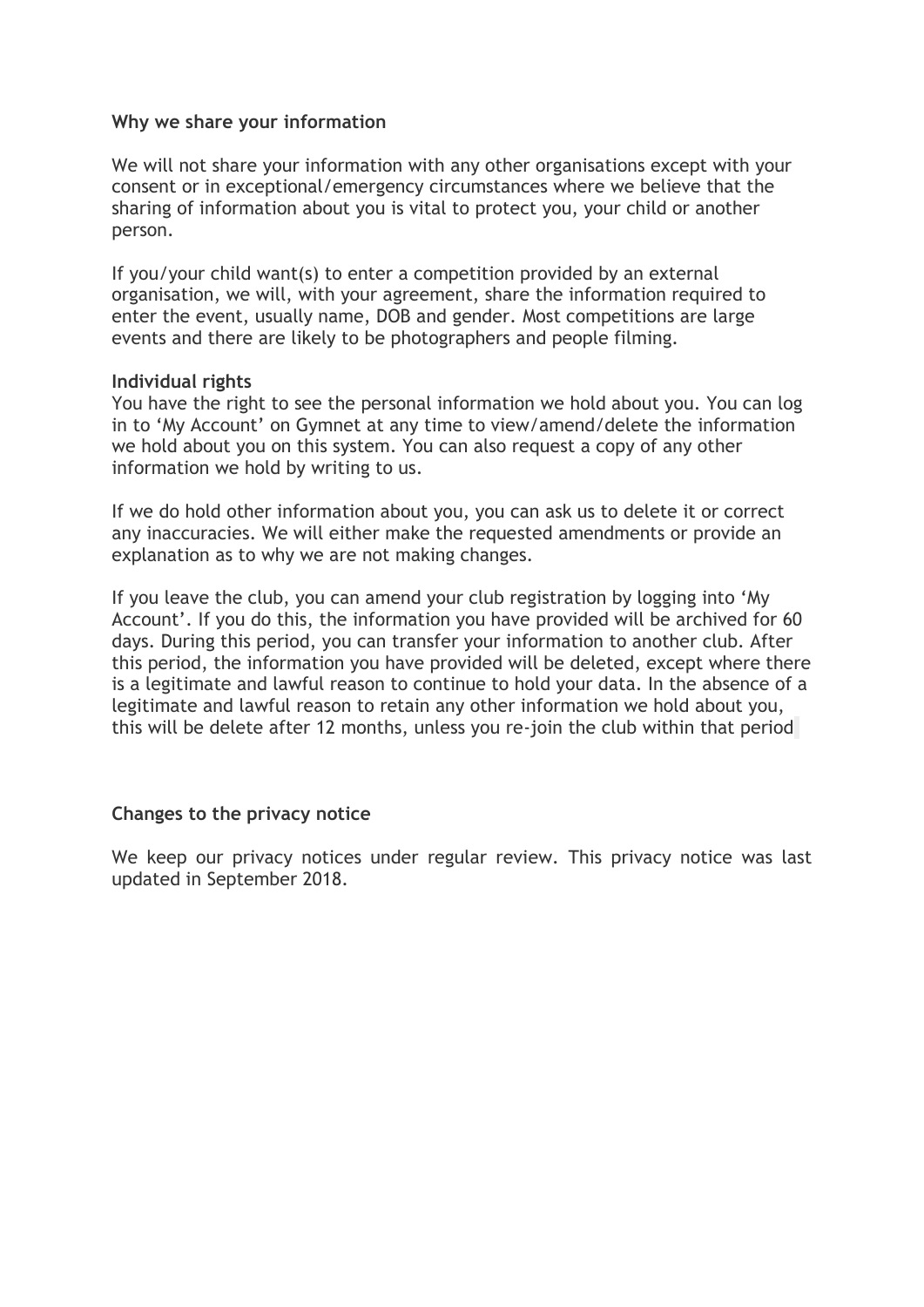**Why we share your information**

We will not share your information with any other organisations except with your consent or in exceptional/emergency circumstances where we believe that the sharing of information about you is vital to protect you, your child or another person.

If you/your child want(s) to enter a competition provided by an external organisation, we will, with your agreement, share the information required to enter the event, usually name, DOB and gender. Most competitions are large events and there are likely to be photographers and people filming.

**Individual rights**

You have the right to see the personal information we hold about you. You can log in to 'My Account' on Gymnet at any time to view/amend/delete the information we hold about you on this system. You can also request a copy of any other information we hold by writing to us.

If we do hold other information about you, you can ask us to delete it or correct any inaccuracies. We will either make the requested amendments or provide an explanation as to why we are not making changes.

If you leave the club, you can amend your club registration by logging into 'My Account'. If you do this, the information you have provided will be archived for 60 days. During this period, you can transfer your information to another club. After this period, the information you have provided will be deleted, except where there is a legitimate and lawful reason to continue to hold your data. In the absence of a legitimate and lawful reason to retain any other information we hold about you, this will be delete after 12 months, unless you re-join the club within that period

**Changes to the privacy notice**

We keep our privacy notices under regular review. This privacy notice was last updated in September 2018.